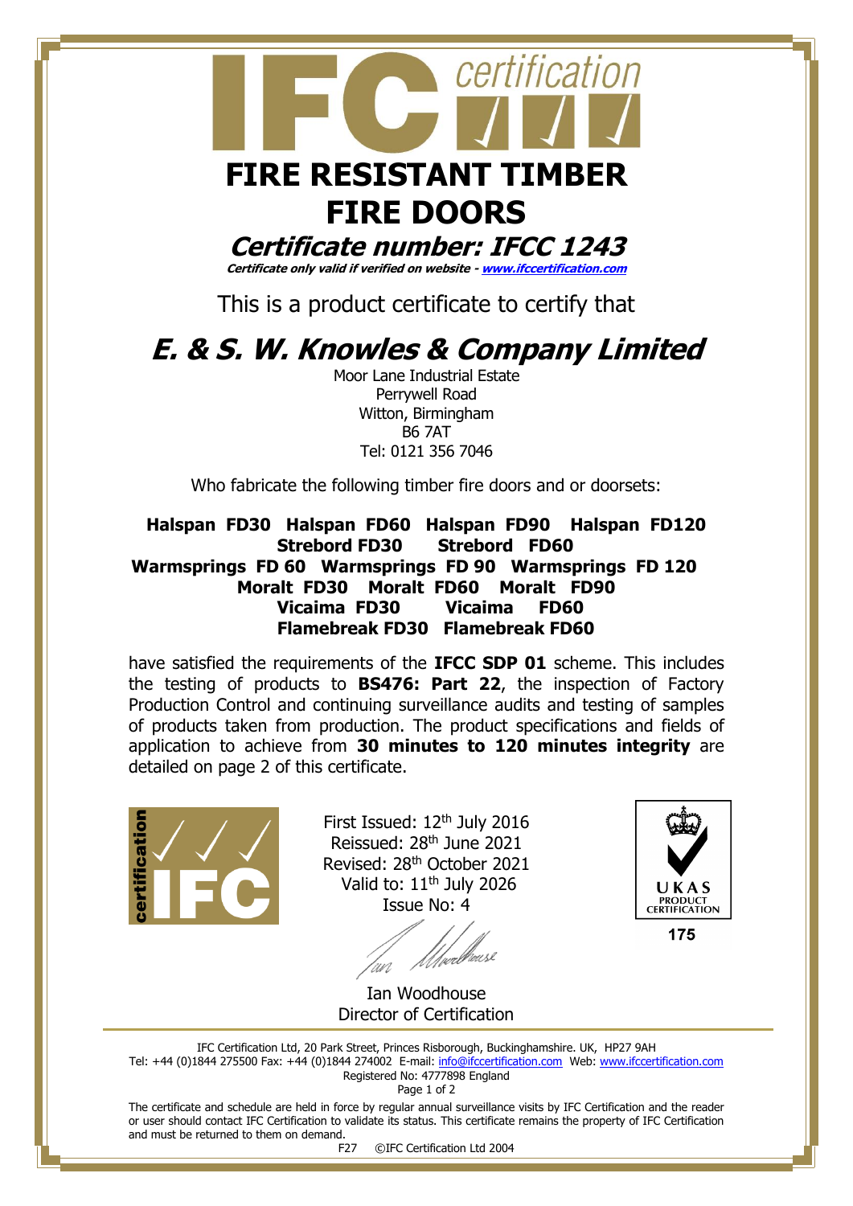# FIRE RESISTANT TIMBER FIRE DOORS

## Certificate number: IFCC 1243

***Certificate only valid if verified on website - [www.ifccertification.com](http://www.ifccertification.com)***

This is a product certificate to certify that

## E. & S. W. Knowles & Company Limited

Moor Lane Industrial Estate
Perrywell Road
Witton, Birmingham
B6 7AT
Tel: 0121 356 7046

Who fabricate the following timber fire doors and or doorsets:

**Halspan FD30 Halspan FD60 Halspan FD90 Halspan FD120**
**Strebord FD30 Strebord FD60**
**Warmsprings FD 60 Warmsprings FD 90 Warmsprings FD 120**
**Moralt FD30 Moralt FD60 Moralt FD90**
**Vicaima FD30 Vicaima FD60**
**Flamebreak FD30 Flamebreak FD60**

have satisfied the requirements of the **IFCC SDP 01** scheme. This includes the testing of products to **BS476: Part 22**, the inspection of Factory Production Control and continuing surveillance audits and testing of samples of products taken from production. The product specifications and fields of application to achieve from **30 minutes to 120 minutes integrity** are detailed on page 2 of this certificate.

First Issued: 12th July 2016
Reissued: 28th June 2021
Revised: 28th October 2021
Valid to: 11th July 2026
Issue No: 4

UKAS PRODUCT CERTIFICATION
175

Ian Woodhouse
Director of Certification

IFC Certification Ltd, 20 Park Street, Princes Risborough, Buckinghamshire. UK, HP27 9AH
Tel: +44 (0)1844 275500 Fax: +44 (0)1844 274002 E-mail: info@ifccertification.com Web: www.ifccertification.com
Registered No: 4777898 England

The certificate and schedule are held in force by regular annual surveillance visits by IFC Certification and the reader or user should contact IFC Certification to validate its status. This certificate remains the property of IFC Certification and must be returned to them on demand.

F27 ©IFC Certification Ltd 2004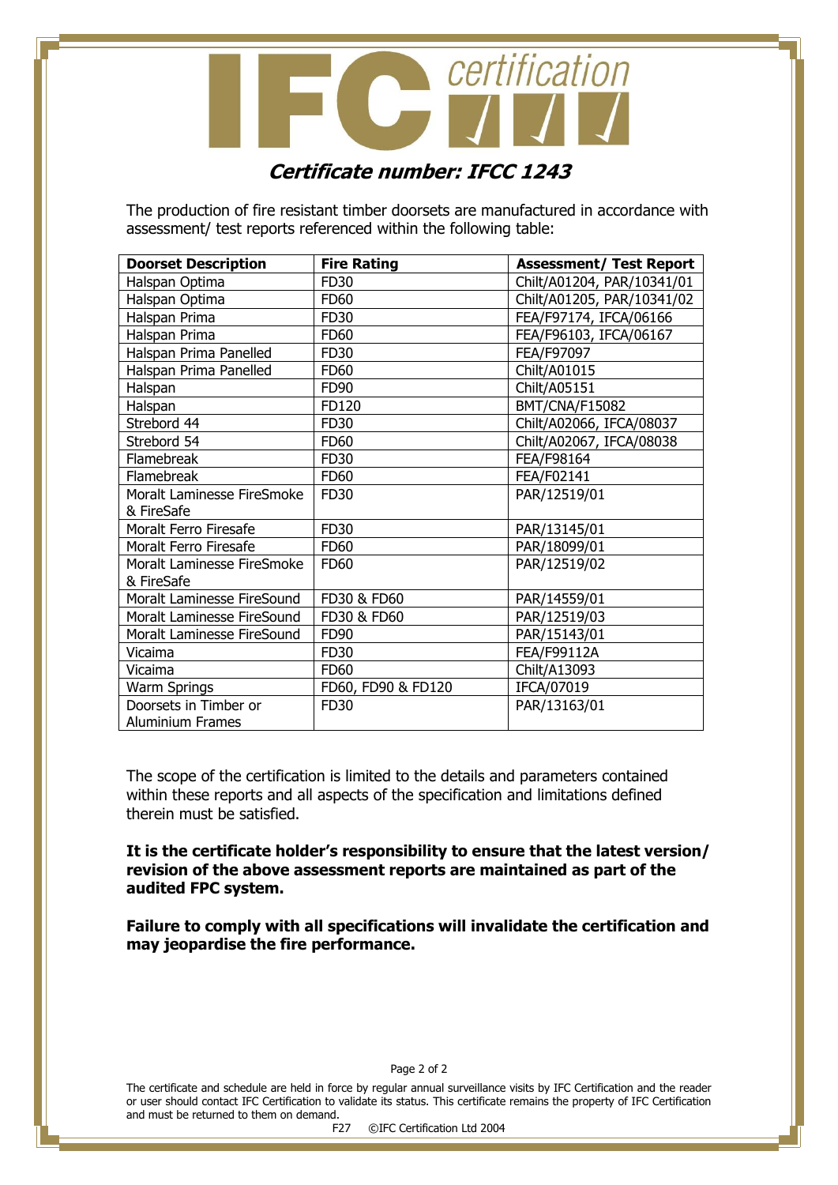## Certificate number: IFCC 1243

The production of fire resistant timber doorsets are manufactured in accordance with assessment/ test reports referenced within the following table:

| Doorset Description | Fire Rating | Assessment/ Test Report |
|---|---|---|
| Halspan Optima | FD30 | Chilt/A01204, PAR/10341/01 |
| Halspan Optima | FD60 | Chilt/A01205, PAR/10341/02 |
| Halspan Prima | FD30 | FEA/F97174, IFCA/06166 |
| Halspan Prima | FD60 | FEA/F96103, IFCA/06167 |
| Halspan Prima Panelled | FD30 | FEA/F97097 |
| Halspan Prima Panelled | FD60 | Chilt/A01015 |
| Halspan | FD90 | Chilt/A05151 |
| Halspan | FD120 | BMT/CNA/F15082 |
| Strebord 44 | FD30 | Chilt/A02066, IFCA/08037 |
| Strebord 54 | FD60 | Chilt/A02067, IFCA/08038 |
| Flamebreak | FD30 | FEA/F98164 |
| Flamebreak | FD60 | FEA/F02141 |
| Moralt Laminesse FireSmoke & FireSafe | FD30 | PAR/12519/01 |
| Moralt Ferro Firesafe | FD30 | PAR/13145/01 |
| Moralt Ferro Firesafe | FD60 | PAR/18099/01 |
| Moralt Laminesse FireSmoke & FireSafe | FD60 | PAR/12519/02 |
| Moralt Laminesse FireSound | FD30 & FD60 | PAR/14559/01 |
| Moralt Laminesse FireSound | FD30 & FD60 | PAR/12519/03 |
| Moralt Laminesse FireSound | FD90 | PAR/15143/01 |
| Vicaima | FD30 | FEA/F99112A |
| Vicaima | FD60 | Chilt/A13093 |
| Warm Springs | FD60, FD90 & FD120 | IFCA/07019 |
| Doorsets in Timber or Aluminium Frames | FD30 | PAR/13163/01 |

The scope of the certification is limited to the details and parameters contained within these reports and all aspects of the specification and limitations defined therein must be satisfied.

**It is the certificate holder's responsibility to ensure that the latest version/ revision of the above assessment reports are maintained as part of the audited FPC system.**

**Failure to comply with all specifications will invalidate the certification and may jeopardise the fire performance.**

The certificate and schedule are held in force by regular annual surveillance visits by IFC Certification and the reader or user should contact IFC Certification to validate its status. This certificate remains the property of IFC Certification and must be returned to them on demand.

F27 ©IFC Certification Ltd 2004